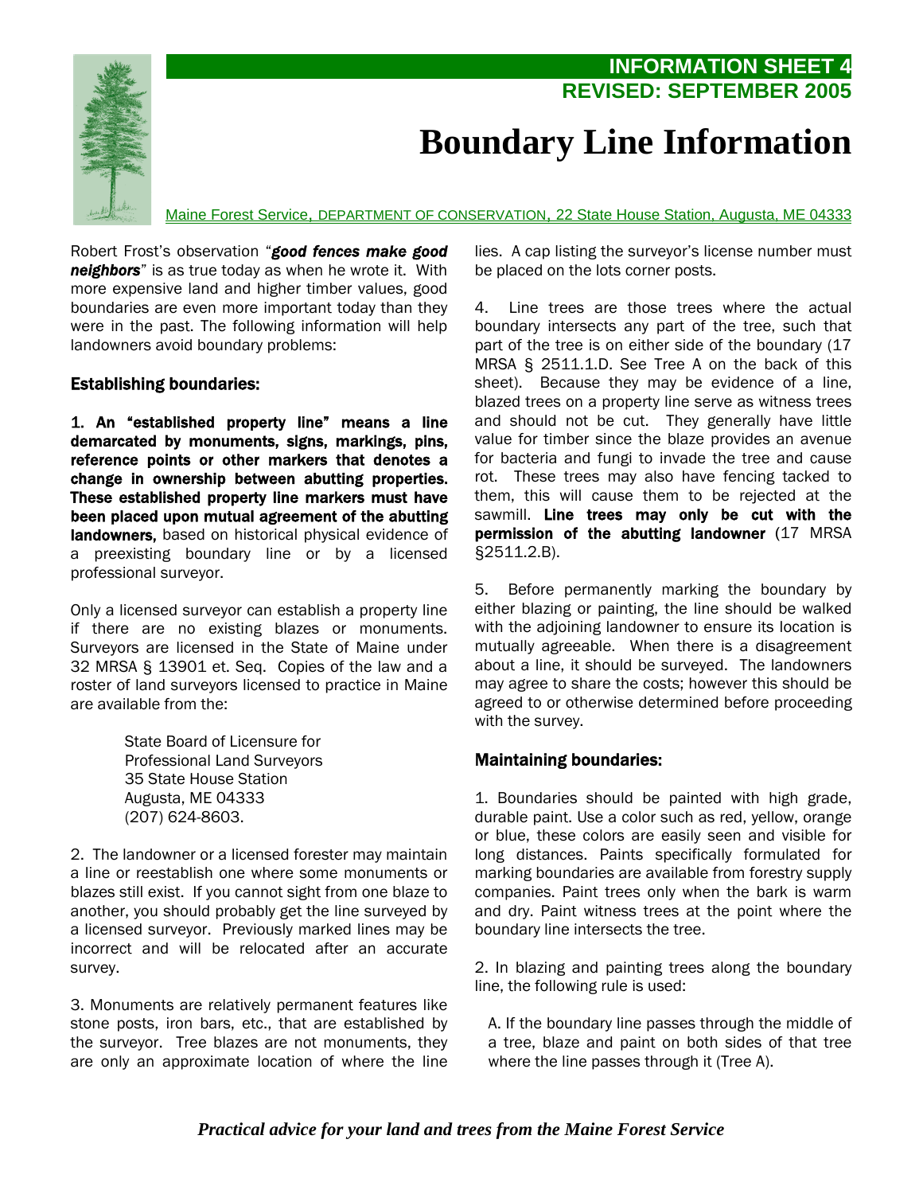INFORMATION SHEET 4

REVISED: SEPTEMBER 2005

# Boundary Line Information

Maine Forest Service, DEPARTMENT OF CONSERVATION, 22 State House Station, Augusta, ME 04333

Robert Frost's observation "***good fences make good neighbors***" is as true today as when he wrote it. With more expensive land and higher timber values, good boundaries are even more important today than they were in the past. The following information will help landowners avoid boundary problems:

## Establishing boundaries:

1. **An "established property line" means a line demarcated by monuments, signs, markings, pins, reference points or other markers that denotes a change in ownership between abutting properties. These established property line markers must have been placed upon mutual agreement of the abutting landowners,** based on historical physical evidence of a preexisting boundary line or by a licensed professional surveyor.

Only a licensed surveyor can establish a property line if there are no existing blazes or monuments. Surveyors are licensed in the State of Maine under 32 MRSA § 13901 et. Seq. Copies of the law and a roster of land surveyors licensed to practice in Maine are available from the:

State Board of Licensure for
Professional Land Surveyors
35 State House Station
Augusta, ME 04333
(207) 624-8603.

2. The landowner or a licensed forester may maintain a line or reestablish one where some monuments or blazes still exist. If you cannot sight from one blaze to another, you should probably get the line surveyed by a licensed surveyor. Previously marked lines may be incorrect and will be relocated after an accurate survey.

3. Monuments are relatively permanent features like stone posts, iron bars, etc., that are established by the surveyor. Tree blazes are not monuments, they are only an approximate location of where the line lies. A cap listing the surveyor's license number must be placed on the lots corner posts.

4. Line trees are those trees where the actual boundary intersects any part of the tree, such that part of the tree is on either side of the boundary (17 MRSA § 2511.1.D. See Tree A on the back of this sheet). Because they may be evidence of a line, blazed trees on a property line serve as witness trees and should not be cut. They generally have little value for timber since the blaze provides an avenue for bacteria and fungi to invade the tree and cause rot. These trees may also have fencing tacked to them, this will cause them to be rejected at the sawmill. **Line trees may only be cut with the permission of the abutting landowner** (17 MRSA §2511.2.B).

5. Before permanently marking the boundary by either blazing or painting, the line should be walked with the adjoining landowner to ensure its location is mutually agreeable. When there is a disagreement about a line, it should be surveyed. The landowners may agree to share the costs; however this should be agreed to or otherwise determined before proceeding with the survey.

## Maintaining boundaries:

1. Boundaries should be painted with high grade, durable paint. Use a color such as red, yellow, orange or blue, these colors are easily seen and visible for long distances. Paints specifically formulated for marking boundaries are available from forestry supply companies. Paint trees only when the bark is warm and dry. Paint witness trees at the point where the boundary line intersects the tree.

2. In blazing and painting trees along the boundary line, the following rule is used:

A. If the boundary line passes through the middle of a tree, blaze and paint on both sides of that tree where the line passes through it (Tree A).

*Practical advice for your land and trees from the Maine Forest Service*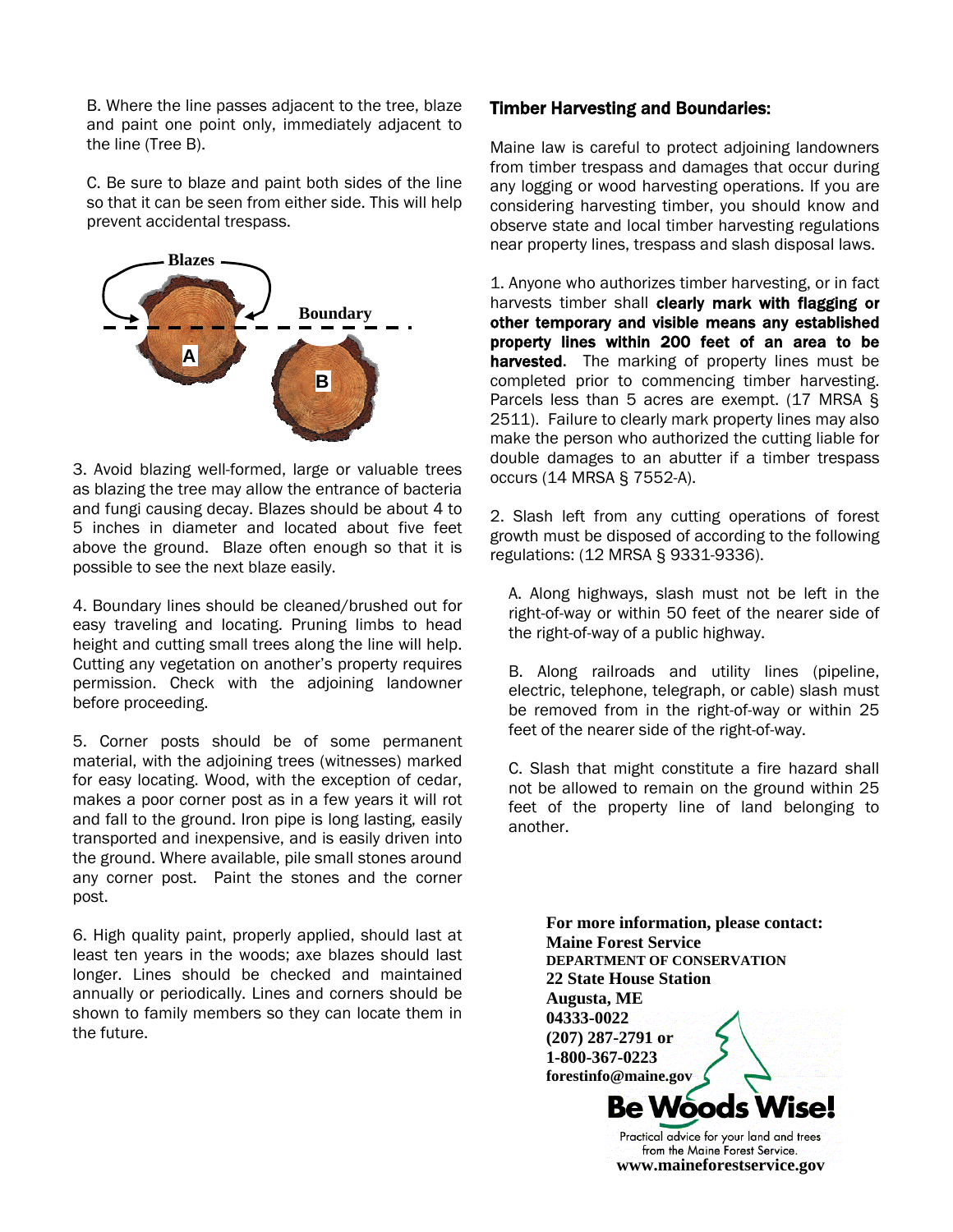B. Where the line passes adjacent to the tree, blaze and paint one point only, immediately adjacent to the line (Tree B).

C. Be sure to blaze and paint both sides of the line so that it can be seen from either side. This will help prevent accidental trespass.

Blazes

Boundary

A

B

3. Avoid blazing well-formed, large or valuable trees as blazing the tree may allow the entrance of bacteria and fungi causing decay. Blazes should be about 4 to 5 inches in diameter and located about five feet above the ground. Blaze often enough so that it is possible to see the next blaze easily.

4. Boundary lines should be cleaned/brushed out for easy traveling and locating. Pruning limbs to head height and cutting small trees along the line will help. Cutting any vegetation on another's property requires permission. Check with the adjoining landowner before proceeding.

5. Corner posts should be of some permanent material, with the adjoining trees (witnesses) marked for easy locating. Wood, with the exception of cedar, makes a poor corner post as in a few years it will rot and fall to the ground. Iron pipe is long lasting, easily transported and inexpensive, and is easily driven into the ground. Where available, pile small stones around any corner post. Paint the stones and the corner post.

6. High quality paint, properly applied, should last at least ten years in the woods; axe blazes should last longer. Lines should be checked and maintained annually or periodically. Lines and corners should be shown to family members so they can locate them in the future.

## Timber Harvesting and Boundaries:

Maine law is careful to protect adjoining landowners from timber trespass and damages that occur during any logging or wood harvesting operations. If you are considering harvesting timber, you should know and observe state and local timber harvesting regulations near property lines, trespass and slash disposal laws.

1. Anyone who authorizes timber harvesting, or in fact harvests timber shall **clearly mark with flagging or other temporary and visible means any established property lines within 200 feet of an area to be harvested**. The marking of property lines must be completed prior to commencing timber harvesting. Parcels less than 5 acres are exempt. (17 MRSA § 2511). Failure to clearly mark property lines may also make the person who authorized the cutting liable for double damages to an abutter if a timber trespass occurs (14 MRSA § 7552-A).

2. Slash left from any cutting operations of forest growth must be disposed of according to the following regulations: (12 MRSA § 9331-9336).

A. Along highways, slash must not be left in the right-of-way or within 50 feet of the nearer side of the right-of-way of a public highway.

B. Along railroads and utility lines (pipeline, electric, telephone, telegraph, or cable) slash must be removed from in the right-of-way or within 25 feet of the nearer side of the right-of-way.

C. Slash that might constitute a fire hazard shall not be allowed to remain on the ground within 25 feet of the property line of land belonging to another.

**For more information, please contact:**
**Maine Forest Service**
**DEPARTMENT OF CONSERVATION**
**22 State House Station**
**Augusta, ME**
**04333-0022**
**(207) 287-2791 or**
**1-800-367-0223**
**forestinfo@maine.gov**

**Be Woods Wise!**

Practical advice for your land and trees from the Maine Forest Service.

**www.maineforestservice.gov**